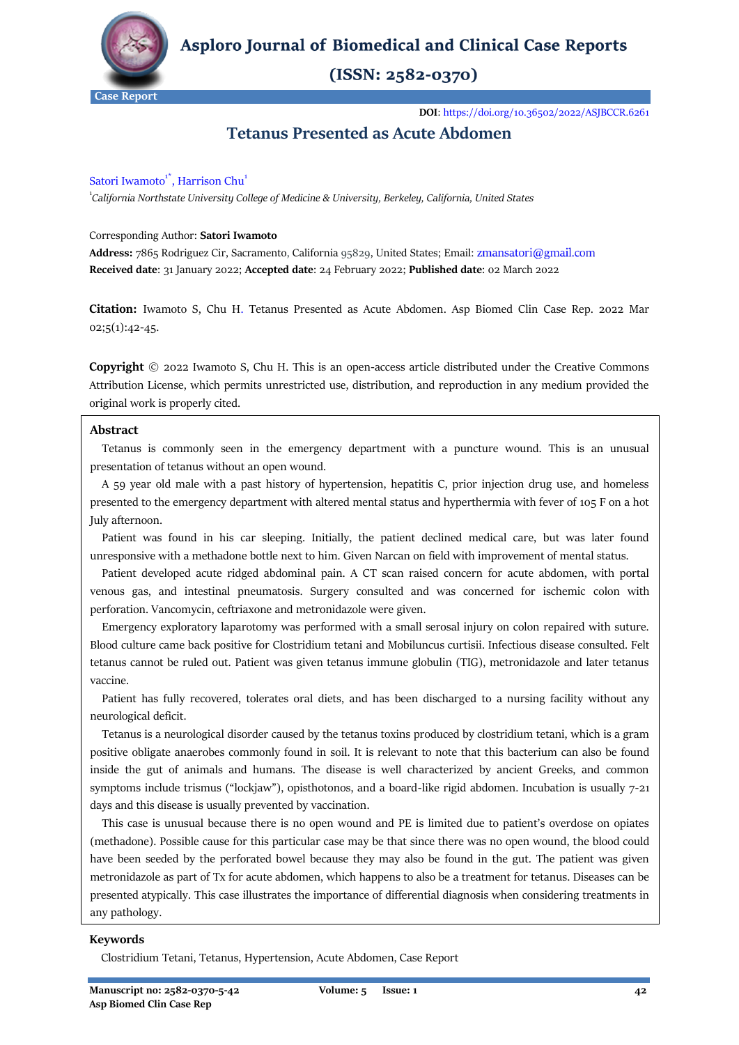Case Report

**DOI**: https://doi.org/10.36502/2022/ASJBCCR.6261

# Tetanus Presented as Acute Abdomen

Satori Iwamoto[1*], Harrison Chu[1]

[1]*California Northstate University College of Medicine & University, Berkeley, California, United States*

Corresponding Author: **Satori Iwamoto**
**Address:** 7865 Rodriguez Cir, Sacramento, California 95829, United States; Email: zmansatori@gmail.com
**Received date**: 31 January 2022; **Accepted date**: 24 February 2022; **Published date**: 02 March 2022

**Citation:** Iwamoto S, Chu H. Tetanus Presented as Acute Abdomen. Asp Biomed Clin Case Rep. 2022 Mar 02;5(1):42-45.

**Copyright** © 2022 Iwamoto S, Chu H. This is an open-access article distributed under the Creative Commons Attribution License, which permits unrestricted use, distribution, and reproduction in any medium provided the original work is properly cited.

## Abstract

Tetanus is commonly seen in the emergency department with a puncture wound. This is an unusual presentation of tetanus without an open wound.

A 59 year old male with a past history of hypertension, hepatitis C, prior injection drug use, and homeless presented to the emergency department with altered mental status and hyperthermia with fever of 105 F on a hot July afternoon.

Patient was found in his car sleeping. Initially, the patient declined medical care, but was later found unresponsive with a methadone bottle next to him. Given Narcan on field with improvement of mental status.

Patient developed acute ridged abdominal pain. A CT scan raised concern for acute abdomen, with portal venous gas, and intestinal pneumatosis. Surgery consulted and was concerned for ischemic colon with perforation. Vancomycin, ceftriaxone and metronidazole were given.

Emergency exploratory laparotomy was performed with a small serosal injury on colon repaired with suture. Blood culture came back positive for Clostridium tetani and Mobiluncus curtisii. Infectious disease consulted. Felt tetanus cannot be ruled out. Patient was given tetanus immune globulin (TIG), metronidazole and later tetanus vaccine.

Patient has fully recovered, tolerates oral diets, and has been discharged to a nursing facility without any neurological deficit.

Tetanus is a neurological disorder caused by the tetanus toxins produced by clostridium tetani, which is a gram positive obligate anaerobes commonly found in soil. It is relevant to note that this bacterium can also be found inside the gut of animals and humans. The disease is well characterized by ancient Greeks, and common symptoms include trismus ("lockjaw"), opisthotonos, and a board-like rigid abdomen. Incubation is usually 7-21 days and this disease is usually prevented by vaccination.

This case is unusual because there is no open wound and PE is limited due to patient's overdose on opiates (methadone). Possible cause for this particular case may be that since there was no open wound, the blood could have been seeded by the perforated bowel because they may also be found in the gut. The patient was given metronidazole as part of Tx for acute abdomen, which happens to also be a treatment for tetanus. Diseases can be presented atypically. This case illustrates the importance of differential diagnosis when considering treatments in any pathology.

## Keywords

Clostridium Tetani, Tetanus, Hypertension, Acute Abdomen, Case Report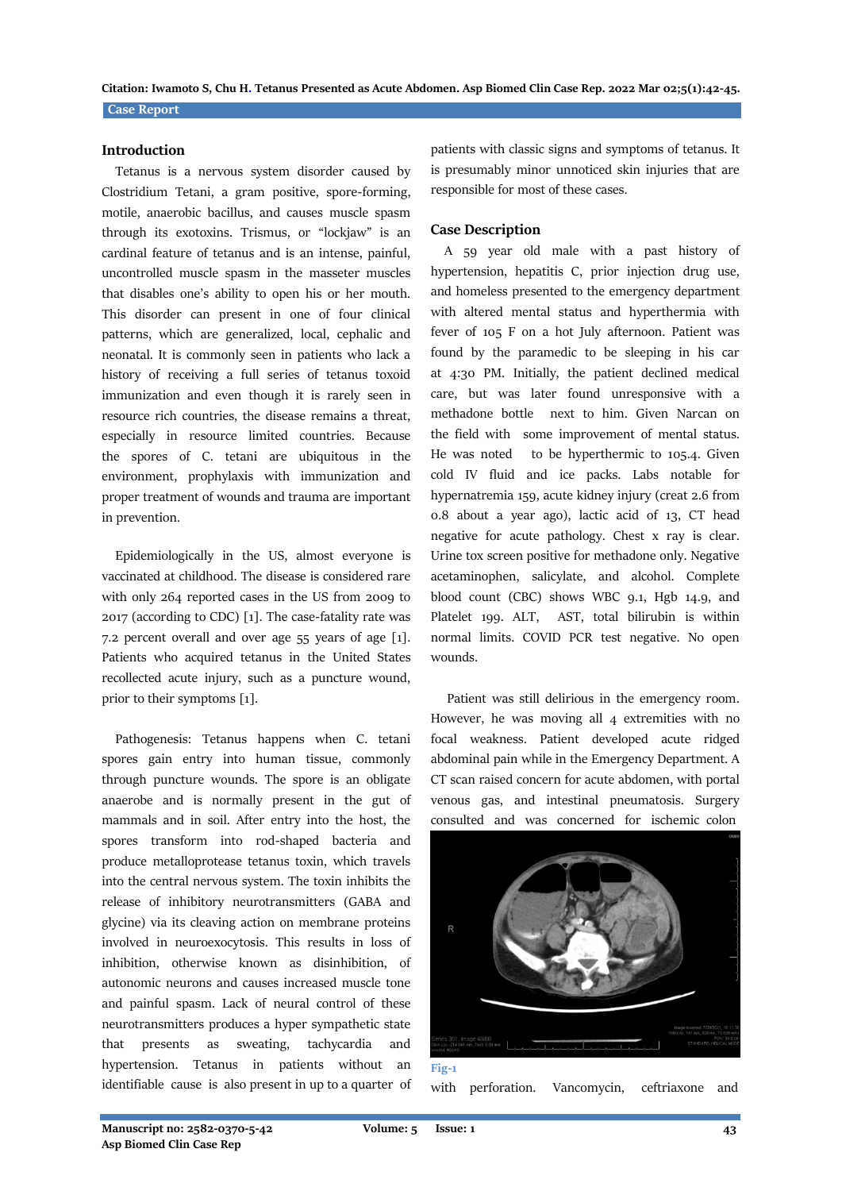## Introduction

Tetanus is a nervous system disorder caused by Clostridium Tetani, a gram positive, spore-forming, motile, anaerobic bacillus, and causes muscle spasm through its exotoxins. Trismus, or "lockjaw" is an cardinal feature of tetanus and is an intense, painful, uncontrolled muscle spasm in the masseter muscles that disables one's ability to open his or her mouth. This disorder can present in one of four clinical patterns, which are generalized, local, cephalic and neonatal. It is commonly seen in patients who lack a history of receiving a full series of tetanus toxoid immunization and even though it is rarely seen in resource rich countries, the disease remains a threat, especially in resource limited countries. Because the spores of C. tetani are ubiquitous in the environment, prophylaxis with immunization and proper treatment of wounds and trauma are important in prevention.

Epidemiologically in the US, almost everyone is vaccinated at childhood. The disease is considered rare with only 264 reported cases in the US from 2009 to 2017 (according to CDC) [1]. The case-fatality rate was 7.2 percent overall and over age 55 years of age [1]. Patients who acquired tetanus in the United States recollected acute injury, such as a puncture wound, prior to their symptoms [1].

Pathogenesis: Tetanus happens when C. tetani spores gain entry into human tissue, commonly through puncture wounds. The spore is an obligate anaerobe and is normally present in the gut of mammals and in soil. After entry into the host, the spores transform into rod-shaped bacteria and produce metalloprotease tetanus toxin, which travels into the central nervous system. The toxin inhibits the release of inhibitory neurotransmitters (GABA and glycine) via its cleaving action on membrane proteins involved in neuroexocytosis. This results in loss of inhibition, otherwise known as disinhibition, of autonomic neurons and causes increased muscle tone and painful spasm. Lack of neural control of these neurotransmitters produces a hyper sympathetic state that presents as sweating, tachycardia and hypertension. Tetanus in patients without an identifiable cause is also present in up to a quarter of patients with classic signs and symptoms of tetanus. It is presumably minor unnoticed skin injuries that are responsible for most of these cases.

## Case Description

A 59 year old male with a past history of hypertension, hepatitis C, prior injection drug use, and homeless presented to the emergency department with altered mental status and hyperthermia with fever of 105 F on a hot July afternoon. Patient was found by the paramedic to be sleeping in his car at 4:30 PM. Initially, the patient declined medical care, but was later found unresponsive with a methadone bottle next to him. Given Narcan on the field with some improvement of mental status. He was noted to be hyperthermic to 105.4. Given cold IV fluid and ice packs. Labs notable for hypernatremia 159, acute kidney injury (creat 2.6 from 0.8 about a year ago), lactic acid of 13, CT head negative for acute pathology. Chest x ray is clear. Urine tox screen positive for methadone only. Negative acetaminophen, salicylate, and alcohol. Complete blood count (CBC) shows WBC 9.1, Hgb 14.9, and Platelet 199. ALT, AST, total bilirubin is within normal limits. COVID PCR test negative. No open wounds.

Patient was still delirious in the emergency room. However, he was moving all 4 extremities with no focal weakness. Patient developed acute ridged abdominal pain while in the Emergency Department. A CT scan raised concern for acute abdomen, with portal venous gas, and intestinal pneumatosis. Surgery consulted and was concerned for ischemic colon

Fig-1

with perforation. Vancomycin, ceftriaxone and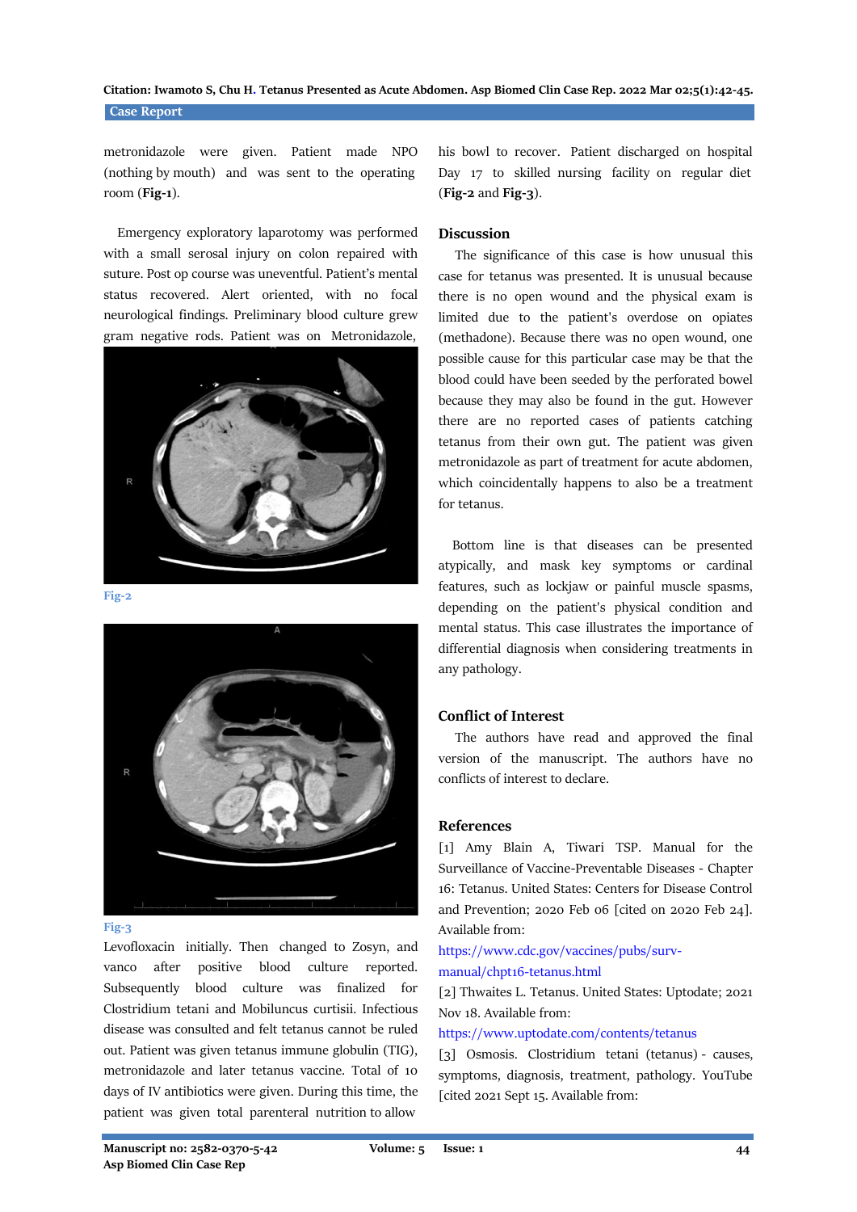metronidazole were given. Patient made NPO (nothing by mouth) and was sent to the operating room (**Fig-1**).

Emergency exploratory laparotomy was performed with a small serosal injury on colon repaired with suture. Post op course was uneventful. Patient's mental status recovered. Alert oriented, with no focal neurological findings. Preliminary blood culture grew gram negative rods. Patient was on Metronidazole,

Fig-2

Fig-3

Levofloxacin initially. Then changed to Zosyn, and vanco after positive blood culture reported. Subsequently blood culture was finalized for Clostridium tetani and Mobiluncus curtisii. Infectious disease was consulted and felt tetanus cannot be ruled out. Patient was given tetanus immune globulin (TIG), metronidazole and later tetanus vaccine. Total of 10 days of IV antibiotics were given. During this time, the patient was given total parenteral nutrition to allow his bowl to recover. Patient discharged on hospital Day 17 to skilled nursing facility on regular diet (**Fig-2** and **Fig-3**).

## Discussion

The significance of this case is how unusual this case for tetanus was presented. It is unusual because there is no open wound and the physical exam is limited due to the patient's overdose on opiates (methadone). Because there was no open wound, one possible cause for this particular case may be that the blood could have been seeded by the perforated bowel because they may also be found in the gut. However there are no reported cases of patients catching tetanus from their own gut. The patient was given metronidazole as part of treatment for acute abdomen, which coincidentally happens to also be a treatment for tetanus.

Bottom line is that diseases can be presented atypically, and mask key symptoms or cardinal features, such as lockjaw or painful muscle spasms, depending on the patient's physical condition and mental status. This case illustrates the importance of differential diagnosis when considering treatments in any pathology.

## Conflict of Interest

The authors have read and approved the final version of the manuscript. The authors have no conflicts of interest to declare.

## References

[1] Amy Blain A, Tiwari TSP. Manual for the Surveillance of Vaccine-Preventable Diseases - Chapter 16: Tetanus. United States: Centers for Disease Control and Prevention; 2020 Feb 06 [cited on 2020 Feb 24]. Available from: https://www.cdc.gov/vaccines/pubs/surv-manual/chpt16-tetanus.html

[2] Thwaites L. Tetanus. United States: Uptodate; 2021 Nov 18. Available from: https://www.uptodate.com/contents/tetanus

[3] Osmosis. Clostridium tetani (tetanus) - causes, symptoms, diagnosis, treatment, pathology. YouTube [cited 2021 Sept 15. Available from: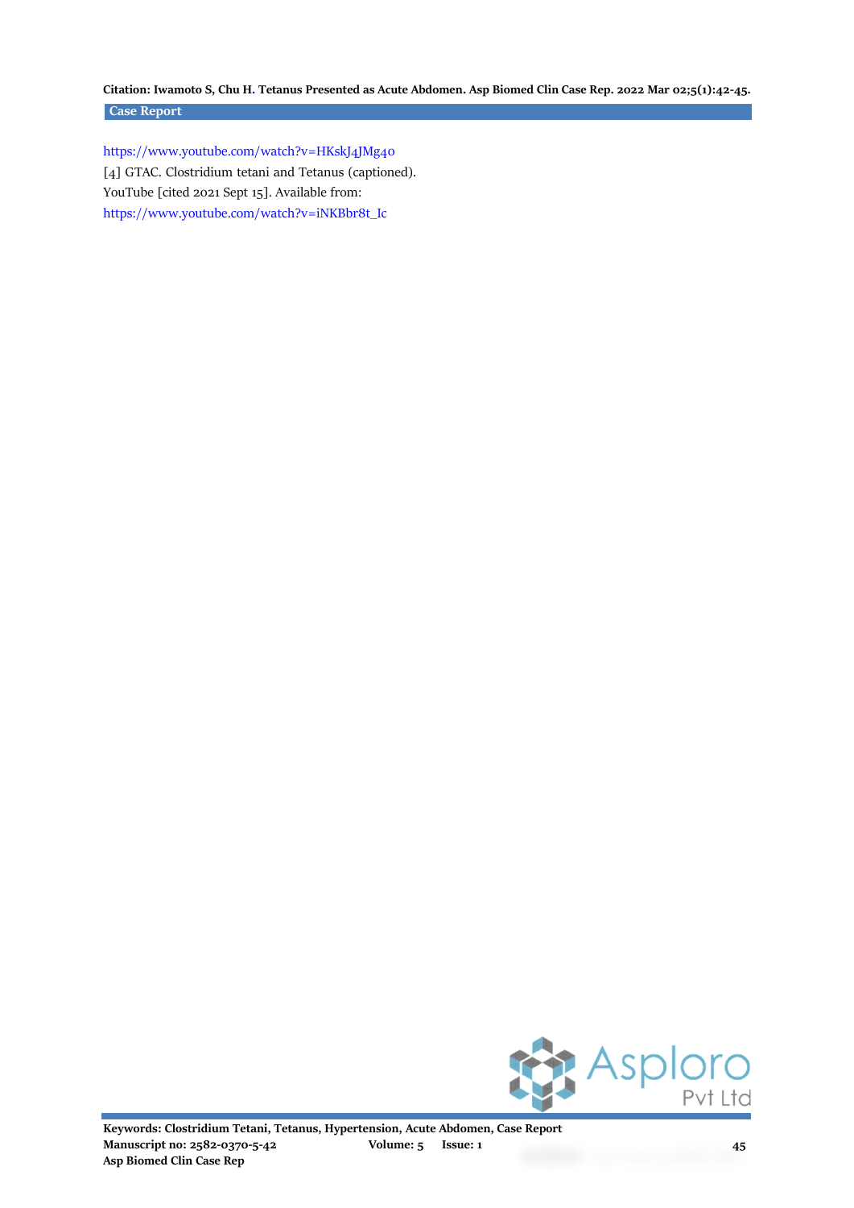https://www.youtube.com/watch?v=HKskJ4JMg40

[4] GTAC. Clostridium tetani and Tetanus (captioned). YouTube [cited 2021 Sept 15]. Available from: https://www.youtube.com/watch?v=iNKBbr8t_Ic